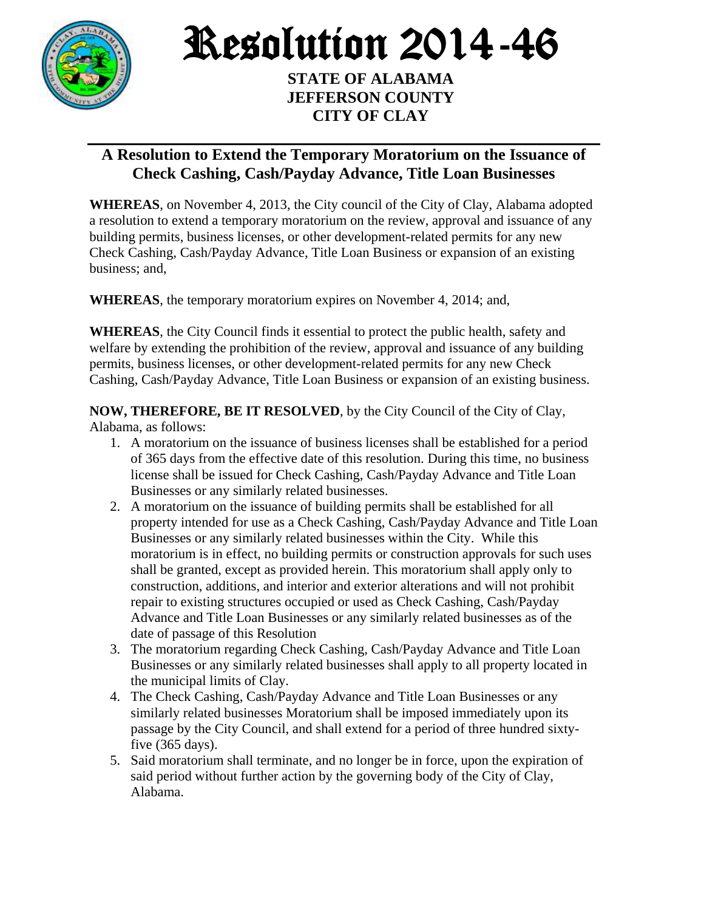# Resolution 2014-46

**STATE OF ALABAMA**
**JEFFERSON COUNTY**
**CITY OF CLAY**

## A Resolution to Extend the Temporary Moratorium on the Issuance of Check Cashing, Cash/Payday Advance, Title Loan Businesses

**WHEREAS**, on November 4, 2013, the City council of the City of Clay, Alabama adopted a resolution to extend a temporary moratorium on the review, approval and issuance of any building permits, business licenses, or other development-related permits for any new Check Cashing, Cash/Payday Advance, Title Loan Business or expansion of an existing business; and,

**WHEREAS**, the temporary moratorium expires on November 4, 2014; and,

**WHEREAS**, the City Council finds it essential to protect the public health, safety and welfare by extending the prohibition of the review, approval and issuance of any building permits, business licenses, or other development-related permits for any new Check Cashing, Cash/Payday Advance, Title Loan Business or expansion of an existing business.

**NOW, THEREFORE, BE IT RESOLVED**, by the City Council of the City of Clay, Alabama, as follows:

1. A moratorium on the issuance of business licenses shall be established for a period of 365 days from the effective date of this resolution. During this time, no business license shall be issued for Check Cashing, Cash/Payday Advance and Title Loan Businesses or any similarly related businesses.
2. A moratorium on the issuance of building permits shall be established for all property intended for use as a Check Cashing, Cash/Payday Advance and Title Loan Businesses or any similarly related businesses within the City. While this moratorium is in effect, no building permits or construction approvals for such uses shall be granted, except as provided herein. This moratorium shall apply only to construction, additions, and interior and exterior alterations and will not prohibit repair to existing structures occupied or used as Check Cashing, Cash/Payday Advance and Title Loan Businesses or any similarly related businesses as of the date of passage of this Resolution
3. The moratorium regarding Check Cashing, Cash/Payday Advance and Title Loan Businesses or any similarly related businesses shall apply to all property located in the municipal limits of Clay.
4. The Check Cashing, Cash/Payday Advance and Title Loan Businesses or any similarly related businesses Moratorium shall be imposed immediately upon its passage by the City Council, and shall extend for a period of three hundred sixty-five (365 days).
5. Said moratorium shall terminate, and no longer be in force, upon the expiration of said period without further action by the governing body of the City of Clay, Alabama.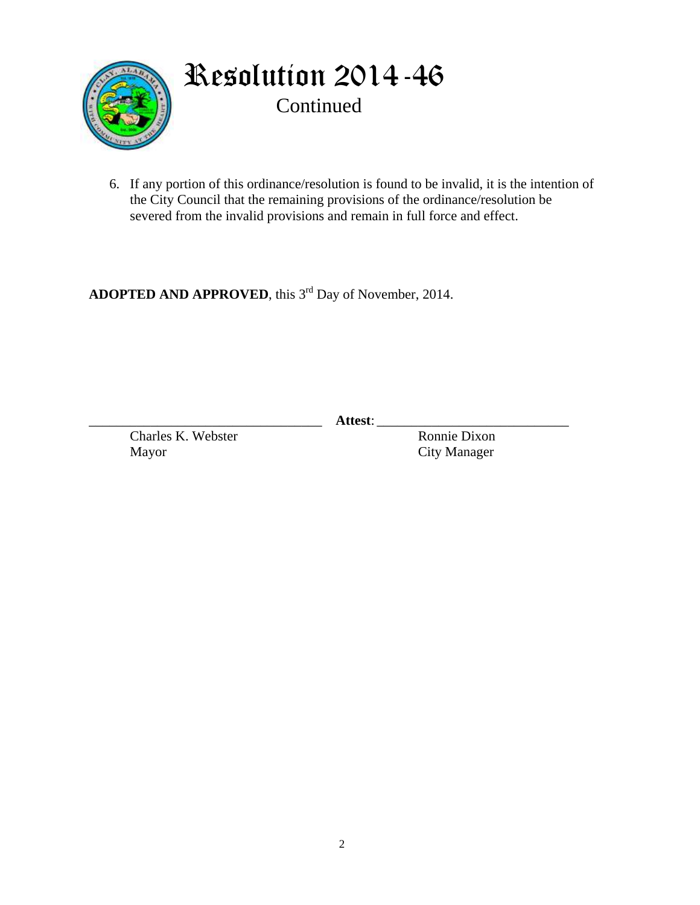# Resolution 2014-46

Continued

6. If any portion of this ordinance/resolution is found to be invalid, it is the intention of the City Council that the remaining provisions of the ordinance/resolution be severed from the invalid provisions and remain in full force and effect.

**ADOPTED AND APPROVED**, this 3rd Day of November, 2014.

_________________________________ **Attest**: ___________________________

Charles K. Webster
Mayor

Ronnie Dixon
City Manager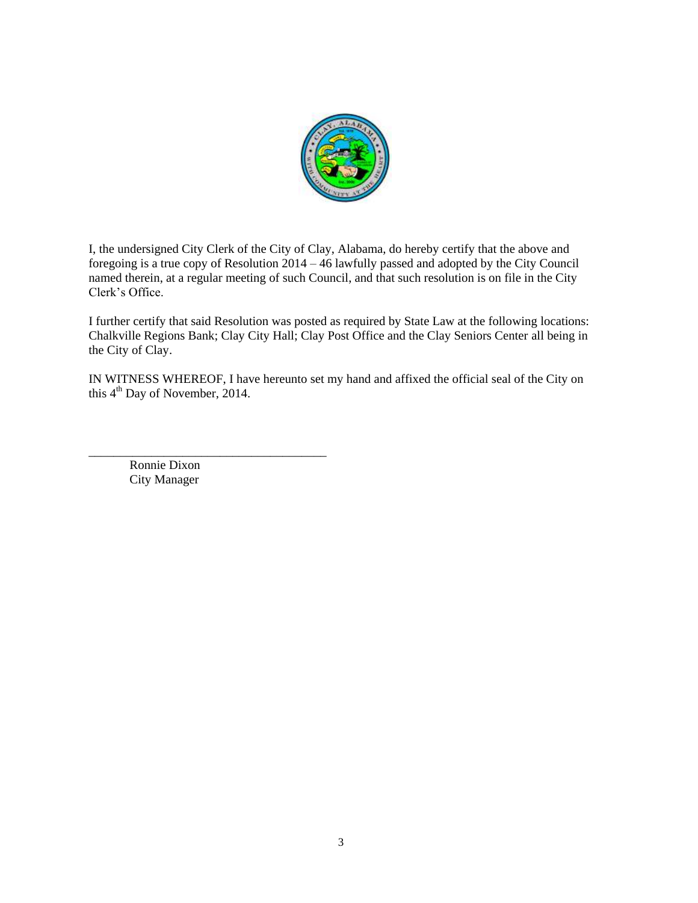I, the undersigned City Clerk of the City of Clay, Alabama, do hereby certify that the above and foregoing is a true copy of Resolution 2014 – 46 lawfully passed and adopted by the City Council named therein, at a regular meeting of such Council, and that such resolution is on file in the City Clerk's Office.

I further certify that said Resolution was posted as required by State Law at the following locations: Chalkville Regions Bank; Clay City Hall; Clay Post Office and the Clay Seniors Center all being in the City of Clay.

IN WITNESS WHEREOF, I have hereunto set my hand and affixed the official seal of the City on this 4th Day of November, 2014.

______________________________________

Ronnie Dixon
City Manager